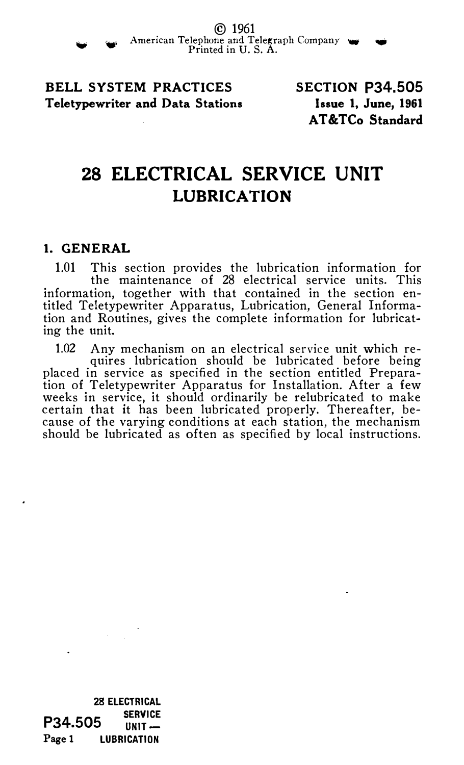© 1961
American Telephone and Telegraph Company
Printed in U. S. A.

**BELL SYSTEM PRACTICES**
**Teletypewriter and Data Stations**

**SECTION P34.505**
**Issue 1, June, 1961**
**AT&TCo Standard**

# 28 ELECTRICAL SERVICE UNIT
## LUBRICATION

### 1. GENERAL

1.01 This section provides the lubrication information for the maintenance of 28 electrical service units. This information, together with that contained in the section entitled Teletypewriter Apparatus, Lubrication, General Information and Routines, gives the complete information for lubricating the unit.

1.02 Any mechanism on an electrical service unit which requires lubrication should be lubricated before being placed in service as specified in the section entitled Preparation of Teletypewriter Apparatus for Installation. After a few weeks in service, it should ordinarily be relubricated to make certain that it has been lubricated properly. Thereafter, because of the varying conditions at each station, the mechanism should be lubricated as often as specified by local instructions.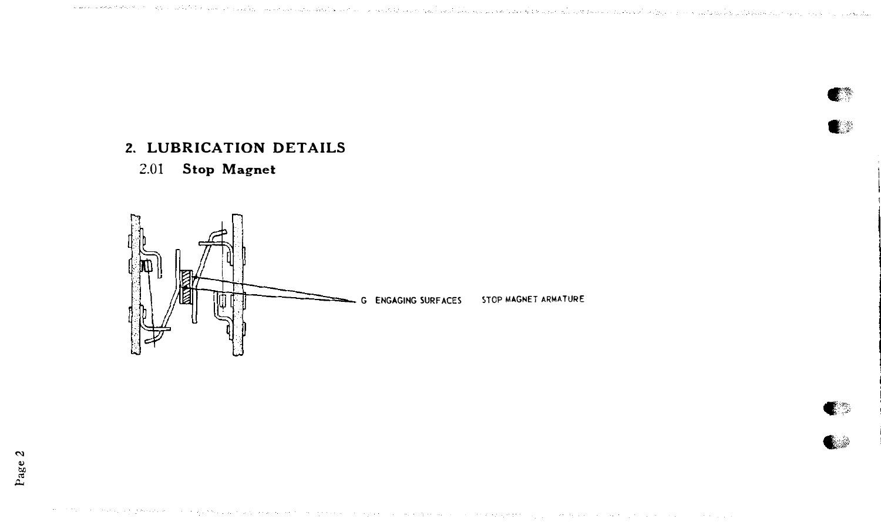## 2. LUBRICATION DETAILS

### 2.01 Stop Magnet

G ENGAGING SURFACES     STOP MAGNET ARMATURE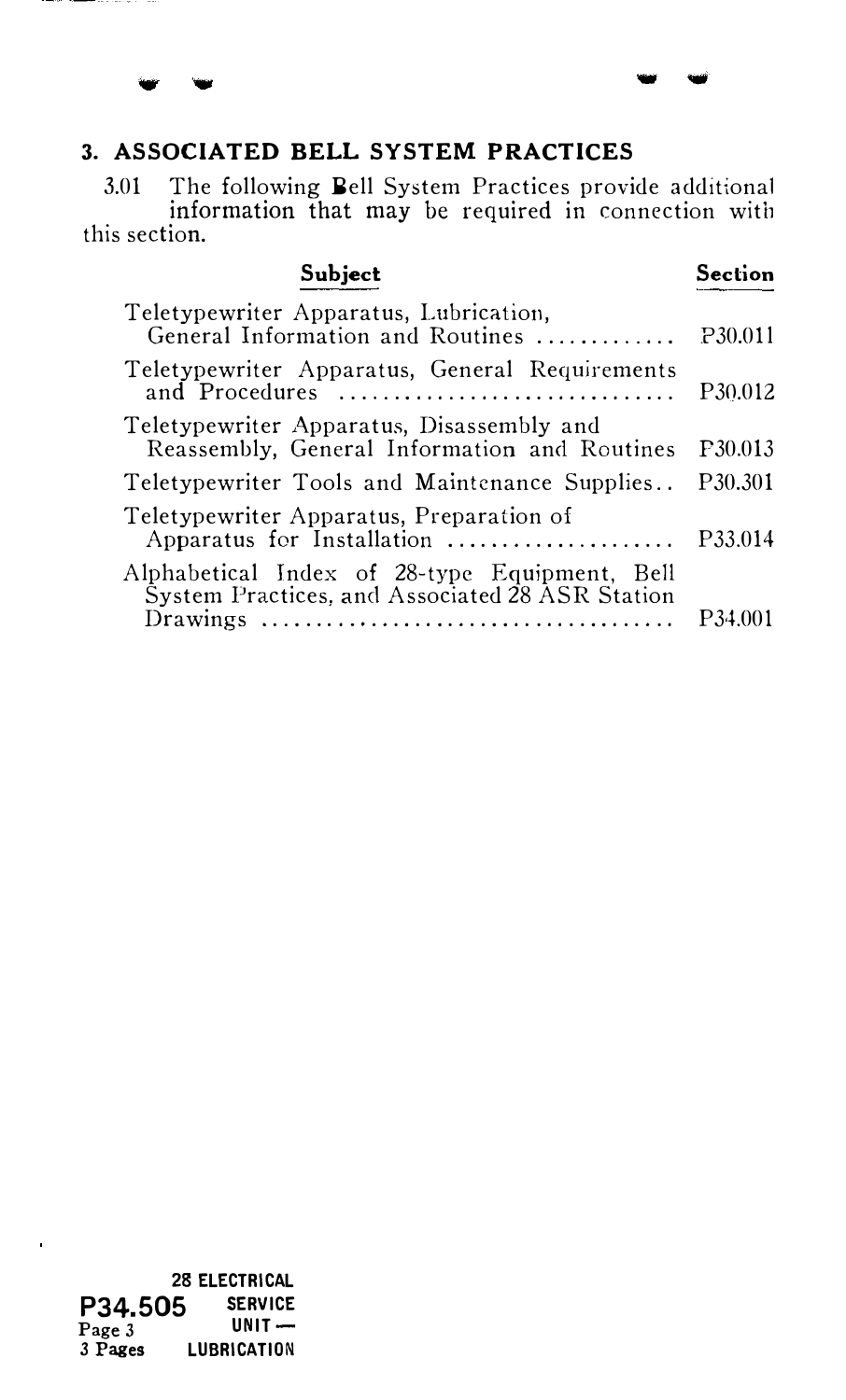## 3. ASSOCIATED BELL SYSTEM PRACTICES

3.01 The following Bell System Practices provide additional information that may be required in connection with this section.

| Subject | Section |
|---|---|
| Teletypewriter Apparatus, Lubrication, General Information and Routines | P30.011 |
| Teletypewriter Apparatus, General Requirements and Procedures | P30.012 |
| Teletypewriter Apparatus, Disassembly and Reassembly, General Information and Routines | P30.013 |
| Teletypewriter Tools and Maintenance Supplies | P30.301 |
| Teletypewriter Apparatus, Preparation of Apparatus for Installation | P33.014 |
| Alphabetical Index of 28-type Equipment, Bell System Practices, and Associated 28 ASR Station Drawings | P34.001 |